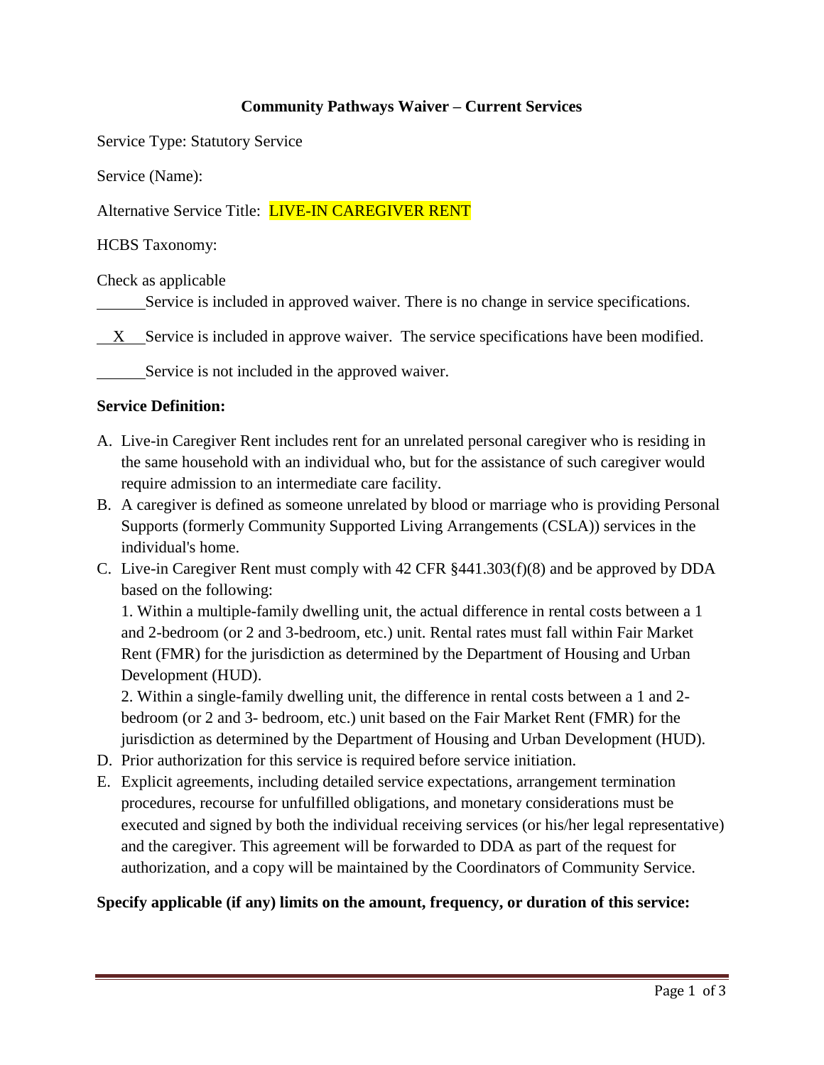**Community Pathways Waiver – Current Services**

Service Type: Statutory Service

Service (Name):

Alternative Service Title: LIVE-IN CAREGIVER RENT

HCBS Taxonomy:

Check as applicable

\_\_\_\_\_\_Service is included in approved waiver. There is no change in service specifications.

\_\_X\_\_Service is included in approve waiver. The service specifications have been modified.

\_\_\_\_\_\_Service is not included in the approved waiver.

**Service Definition:**

A. Live-in Caregiver Rent includes rent for an unrelated personal caregiver who is residing in the same household with an individual who, but for the assistance of such caregiver would require admission to an intermediate care facility.
B. A caregiver is defined as someone unrelated by blood or marriage who is providing Personal Supports (formerly Community Supported Living Arrangements (CSLA)) services in the individual's home.
C. Live-in Caregiver Rent must comply with 42 CFR §441.303(f)(8) and be approved by DDA based on the following:
   1. Within a multiple-family dwelling unit, the actual difference in rental costs between a 1 and 2-bedroom (or 2 and 3-bedroom, etc.) unit. Rental rates must fall within Fair Market Rent (FMR) for the jurisdiction as determined by the Department of Housing and Urban Development (HUD).
   2. Within a single-family dwelling unit, the difference in rental costs between a 1 and 2-bedroom (or 2 and 3- bedroom, etc.) unit based on the Fair Market Rent (FMR) for the jurisdiction as determined by the Department of Housing and Urban Development (HUD).
D. Prior authorization for this service is required before service initiation.
E. Explicit agreements, including detailed service expectations, arrangement termination procedures, recourse for unfulfilled obligations, and monetary considerations must be executed and signed by both the individual receiving services (or his/her legal representative) and the caregiver. This agreement will be forwarded to DDA as part of the request for authorization, and a copy will be maintained by the Coordinators of Community Service.

**Specify applicable (if any) limits on the amount, frequency, or duration of this service:**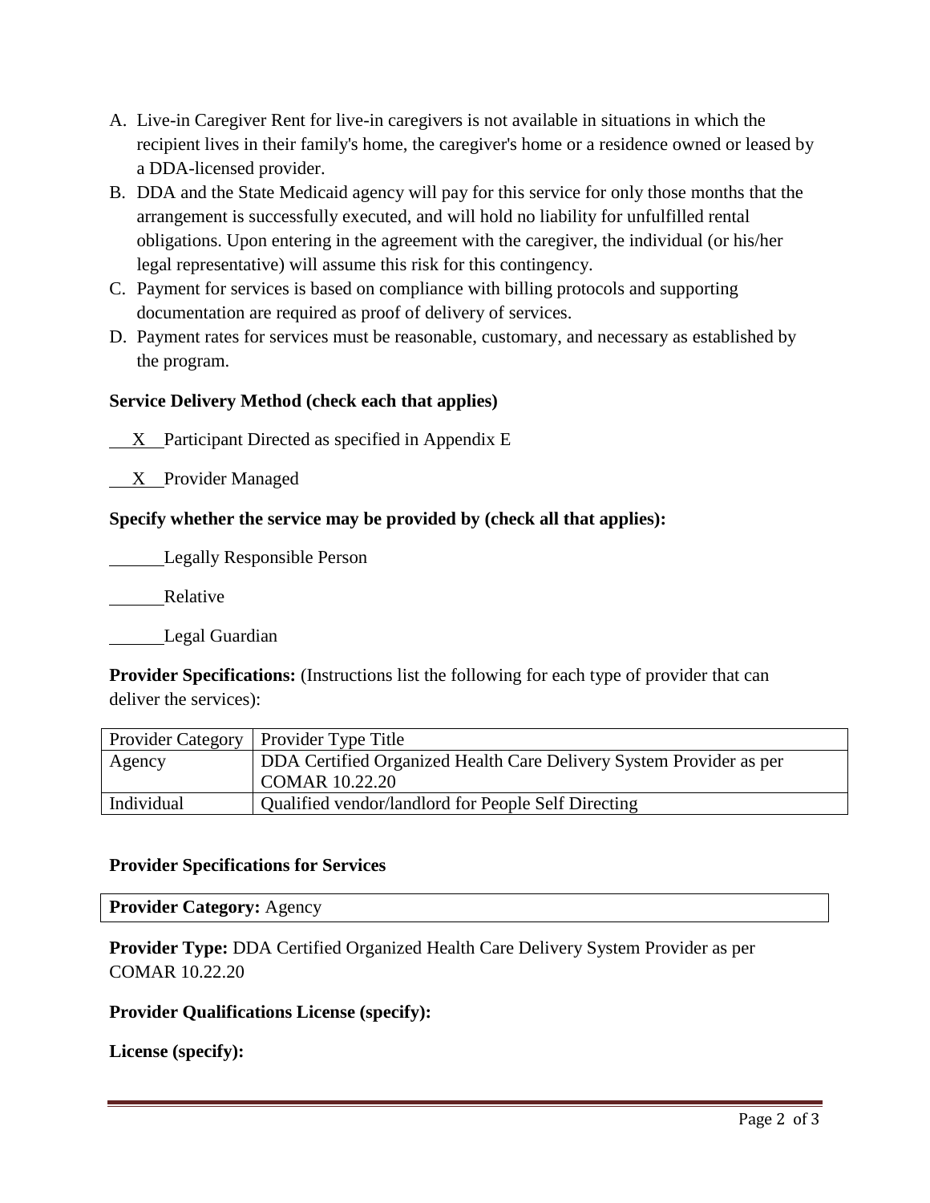A. Live-in Caregiver Rent for live-in caregivers is not available in situations in which the recipient lives in their family's home, the caregiver's home or a residence owned or leased by a DDA-licensed provider.
B. DDA and the State Medicaid agency will pay for this service for only those months that the arrangement is successfully executed, and will hold no liability for unfulfilled rental obligations. Upon entering in the agreement with the caregiver, the individual (or his/her legal representative) will assume this risk for this contingency.
C. Payment for services is based on compliance with billing protocols and supporting documentation are required as proof of delivery of services.
D. Payment rates for services must be reasonable, customary, and necessary as established by the program.

**Service Delivery Method (check each that applies)**

__X__ Participant Directed as specified in Appendix E

__X__ Provider Managed

**Specify whether the service may be provided by (check all that applies):**

______ Legally Responsible Person

______ Relative

______ Legal Guardian

**Provider Specifications:** (Instructions list the following for each type of provider that can deliver the services):

| Provider Category | Provider Type Title |
|---|---|
| Agency | DDA Certified Organized Health Care Delivery System Provider as per COMAR 10.22.20 |
| Individual | Qualified vendor/landlord for People Self Directing |

**Provider Specifications for Services**

**Provider Category:** Agency

**Provider Type:** DDA Certified Organized Health Care Delivery System Provider as per COMAR 10.22.20

**Provider Qualifications License (specify):**

**License (specify):**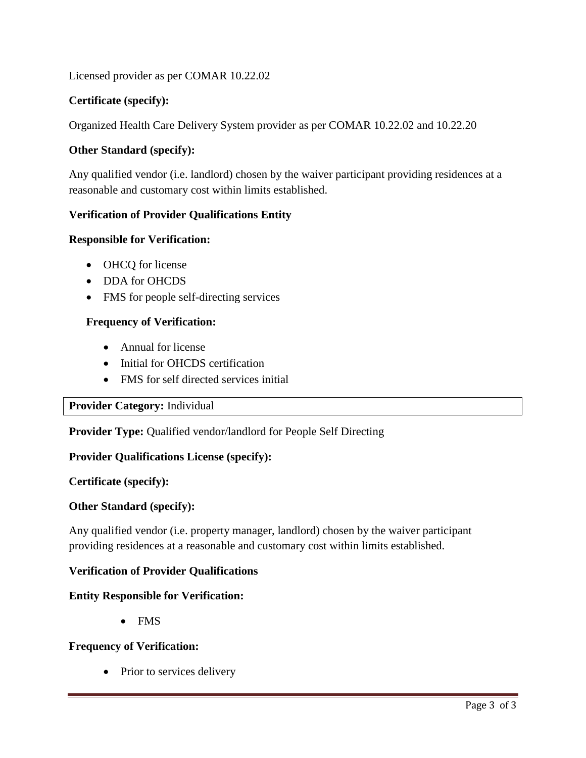Licensed provider as per COMAR 10.22.02

**Certificate (specify):**

Organized Health Care Delivery System provider as per COMAR 10.22.02 and 10.22.20

**Other Standard (specify):**

Any qualified vendor (i.e. landlord) chosen by the waiver participant providing residences at a reasonable and customary cost within limits established.

**Verification of Provider Qualifications Entity**

**Responsible for Verification:**

- OHCQ for license
- DDA for OHCDS
- FMS for people self-directing services

**Frequency of Verification:**

- Annual for license
- Initial for OHCDS certification
- FMS for self directed services initial

| **Provider Category:** Individual |
|---|

**Provider Type:** Qualified vendor/landlord for People Self Directing

**Provider Qualifications License (specify):**

**Certificate (specify):**

**Other Standard (specify):**

Any qualified vendor (i.e. property manager, landlord) chosen by the waiver participant providing residences at a reasonable and customary cost within limits established.

**Verification of Provider Qualifications**

**Entity Responsible for Verification:**

- FMS

**Frequency of Verification:**

- Prior to services delivery